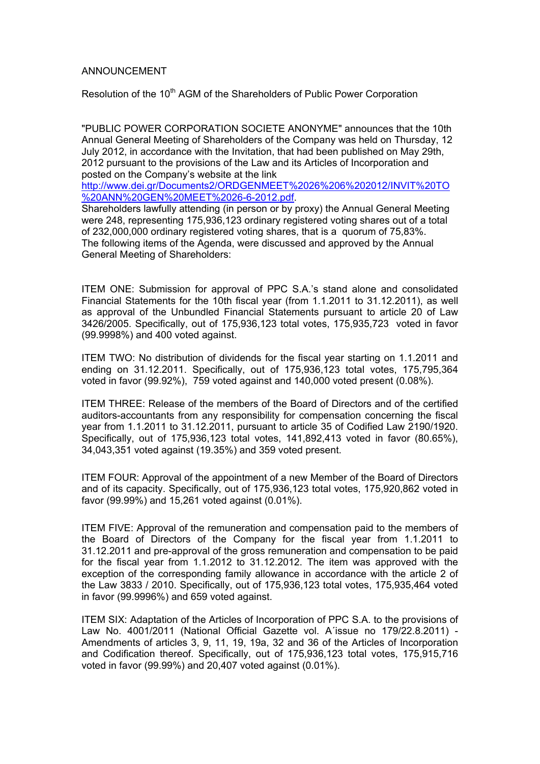# ANNOUNCEMENT

Resolution of the 10th AGM of the Shareholders of Public Power Corporation

"PUBLIC POWER CORPORATION SOCIETE ANONYME" announces that the 10th Annual General Meeting of Shareholders of the Company was held on Thursday, 12 July 2012, in accordance with the Invitation, that had been published on May 29th, 2012 pursuant to the provisions of the Law and its Articles of Incorporation and posted on the Company's website at the link http://www.dei.gr/Documents2/ORDGENMEET%2026%206%202012/INVIT%20TO%20ANN%20GEN%20MEET%2026-6-2012.pdf.

Shareholders lawfully attending (in person or by proxy) the Annual General Meeting were 248, representing 175,936,123 ordinary registered voting shares out of a total of 232,000,000 ordinary registered voting shares, that is a quorum of 75,83%.

The following items of the Agenda, were discussed and approved by the Annual General Meeting of Shareholders:

ITEM ONE: Submission for approval of PPC S.A.'s stand alone and consolidated Financial Statements for the 10th fiscal year (from 1.1.2011 to 31.12.2011), as well as approval of the Unbundled Financial Statements pursuant to article 20 of Law 3426/2005. Specifically, out of 175,936,123 total votes, 175,935,723 voted in favor (99.9998%) and 400 voted against.

ITEM TWO: No distribution of dividends for the fiscal year starting on 1.1.2011 and ending on 31.12.2011. Specifically, out of 175,936,123 total votes, 175,795,364 voted in favor (99.92%), 759 voted against and 140,000 voted present (0.08%).

ITEM THREE: Release of the members of the Board of Directors and of the certified auditors-accountants from any responsibility for compensation concerning the fiscal year from 1.1.2011 to 31.12.2011, pursuant to article 35 of Codified Law 2190/1920. Specifically, out of 175,936,123 total votes, 141,892,413 voted in favor (80.65%), 34,043,351 voted against (19.35%) and 359 voted present.

ITEM FOUR: Approval of the appointment of a new Member of the Board of Directors and of its capacity. Specifically, out of 175,936,123 total votes, 175,920,862 voted in favor (99.99%) and 15,261 voted against (0.01%).

ITEM FIVE: Approval of the remuneration and compensation paid to the members of the Board of Directors of the Company for the fiscal year from 1.1.2011 to 31.12.2011 and pre-approval of the gross remuneration and compensation to be paid for the fiscal year from 1.1.2012 to 31.12.2012. The item was approved with the exception of the corresponding family allowance in accordance with the article 2 of the Law 3833 / 2010. Specifically, out of 175,936,123 total votes, 175,935,464 voted in favor (99.9996%) and 659 voted against.

ITEM SIX: Adaptation of the Articles of Incorporation of PPC S.A. to the provisions of Law No. 4001/2011 (National Official Gazette vol. A΄issue no 179/22.8.2011) - Amendments of articles 3, 9, 11, 19, 19a, 32 and 36 of the Articles of Incorporation and Codification thereof. Specifically, out of 175,936,123 total votes, 175,915,716 voted in favor (99.99%) and 20,407 voted against (0.01%).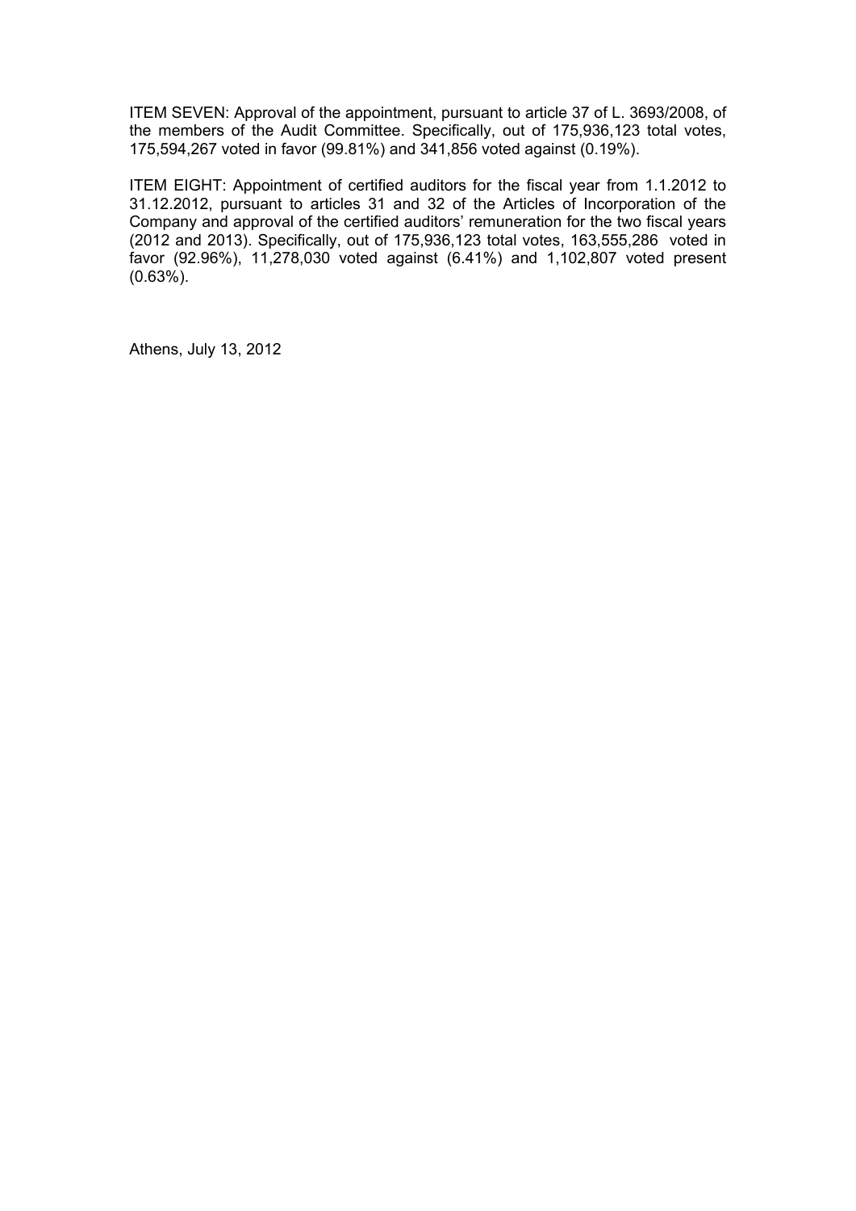ITEM SEVEN: Approval of the appointment, pursuant to article 37 of L. 3693/2008, of the members of the Audit Committee. Specifically, out of 175,936,123 total votes, 175,594,267 voted in favor (99.81%) and 341,856 voted against (0.19%).

ITEM EIGHT: Appointment of certified auditors for the fiscal year from 1.1.2012 to 31.12.2012, pursuant to articles 31 and 32 of the Articles of Incorporation of the Company and approval of the certified auditors' remuneration for the two fiscal years (2012 and 2013). Specifically, out of 175,936,123 total votes, 163,555,286 voted in favor (92.96%), 11,278,030 voted against (6.41%) and 1,102,807 voted present (0.63%).

Athens, July 13, 2012